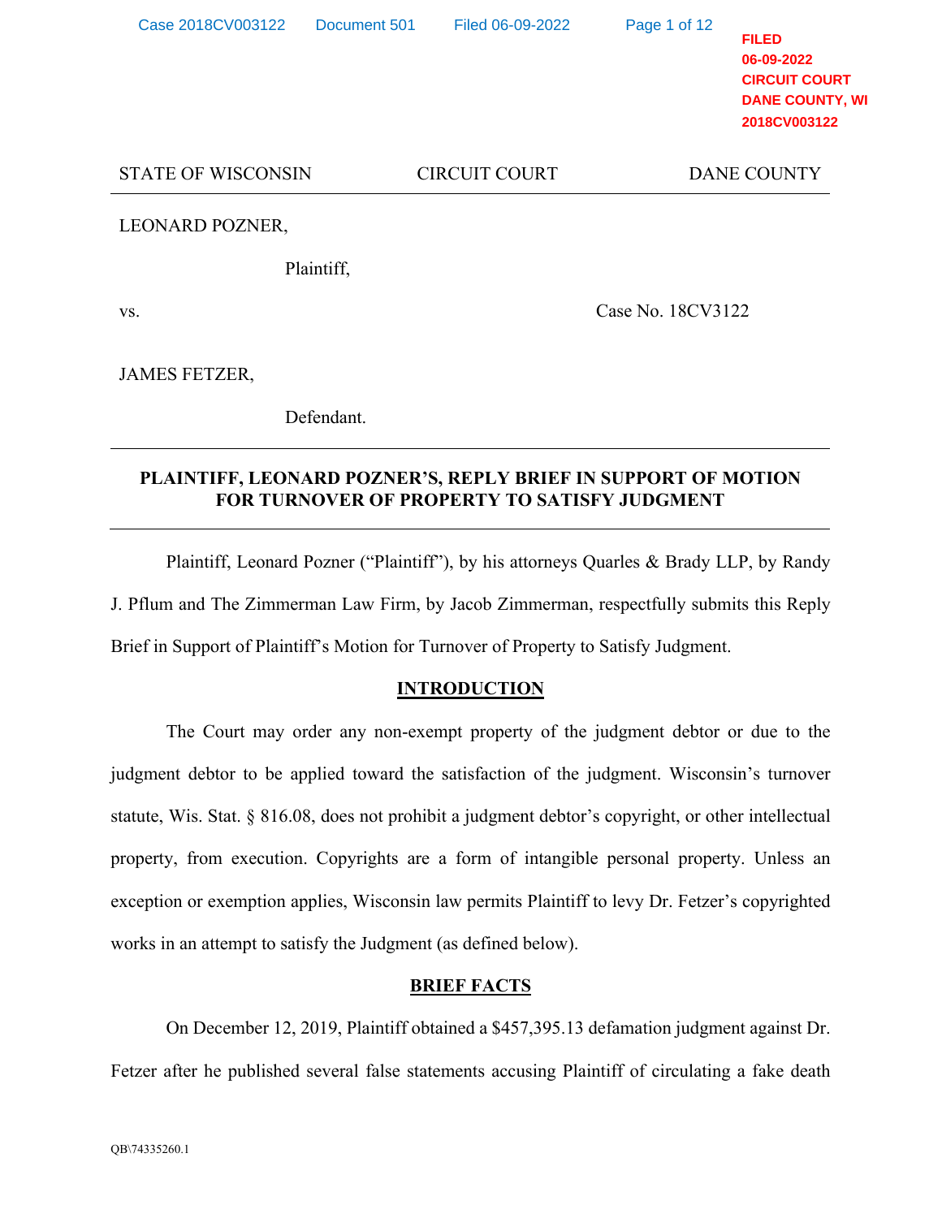FILED
06-09-2022
CIRCUIT COURT
DANE COUNTY, WI
2018CV003122

STATE OF WISCONSIN CIRCUIT COURT DANE COUNTY

---

LEONARD POZNER,

Plaintiff,

vs. Case No. 18CV3122

JAMES FETZER,

Defendant.

---

**PLAINTIFF, LEONARD POZNER'S, REPLY BRIEF IN SUPPORT OF MOTION FOR TURNOVER OF PROPERTY TO SATISFY JUDGMENT**

---

Plaintiff, Leonard Pozner ("Plaintiff"), by his attorneys Quarles & Brady LLP, by Randy J. Pflum and The Zimmerman Law Firm, by Jacob Zimmerman, respectfully submits this Reply Brief in Support of Plaintiff's Motion for Turnover of Property to Satisfy Judgment.

## INTRODUCTION

The Court may order any non-exempt property of the judgment debtor or due to the judgment debtor to be applied toward the satisfaction of the judgment. Wisconsin's turnover statute, Wis. Stat. § 816.08, does not prohibit a judgment debtor's copyright, or other intellectual property, from execution. Copyrights are a form of intangible personal property. Unless an exception or exemption applies, Wisconsin law permits Plaintiff to levy Dr. Fetzer's copyrighted works in an attempt to satisfy the Judgment (as defined below).

## BRIEF FACTS

On December 12, 2019, Plaintiff obtained a $457,395.13 defamation judgment against Dr. Fetzer after he published several false statements accusing Plaintiff of circulating a fake death

QB\74335260.1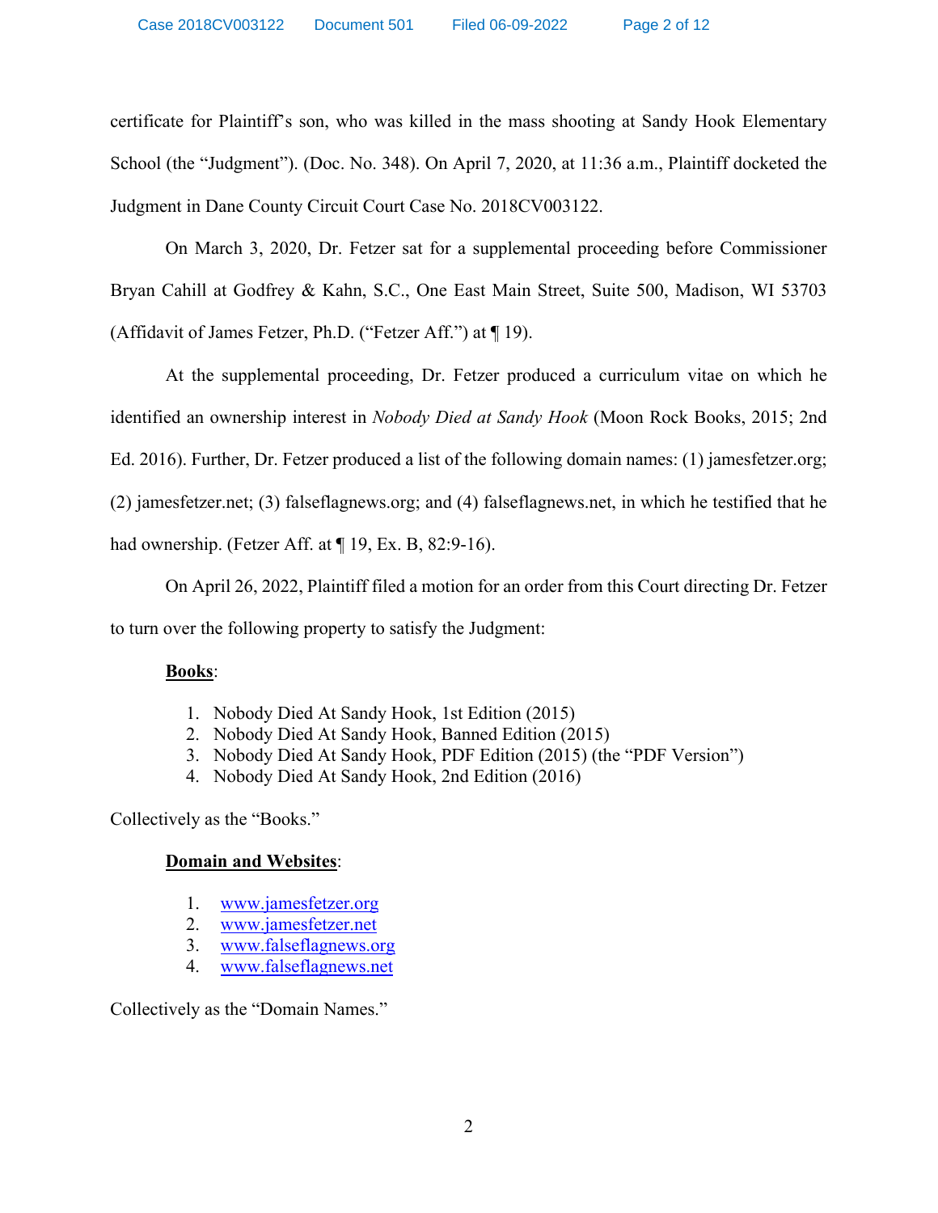certificate for Plaintiff's son, who was killed in the mass shooting at Sandy Hook Elementary School (the "Judgment"). (Doc. No. 348). On April 7, 2020, at 11:36 a.m., Plaintiff docketed the Judgment in Dane County Circuit Court Case No. 2018CV003122.

On March 3, 2020, Dr. Fetzer sat for a supplemental proceeding before Commissioner Bryan Cahill at Godfrey & Kahn, S.C., One East Main Street, Suite 500, Madison, WI 53703 (Affidavit of James Fetzer, Ph.D. ("Fetzer Aff.") at ¶ 19).

At the supplemental proceeding, Dr. Fetzer produced a curriculum vitae on which he identified an ownership interest in *Nobody Died at Sandy Hook* (Moon Rock Books, 2015; 2nd Ed. 2016). Further, Dr. Fetzer produced a list of the following domain names: (1) jamesfetzer.org; (2) jamesfetzer.net; (3) falseflagnews.org; and (4) falseflagnews.net, in which he testified that he had ownership. (Fetzer Aff. at ¶ 19, Ex. B, 82:9-16).

On April 26, 2022, Plaintiff filed a motion for an order from this Court directing Dr. Fetzer to turn over the following property to satisfy the Judgment:

**Books**:

1. Nobody Died At Sandy Hook, 1st Edition (2015)
2. Nobody Died At Sandy Hook, Banned Edition (2015)
3. Nobody Died At Sandy Hook, PDF Edition (2015) (the "PDF Version")
4. Nobody Died At Sandy Hook, 2nd Edition (2016)

Collectively as the "Books."

**Domain and Websites**:

1. www.jamesfetzer.org
2. www.jamesfetzer.net
3. www.falseflagnews.org
4. www.falseflagnews.net

Collectively as the "Domain Names."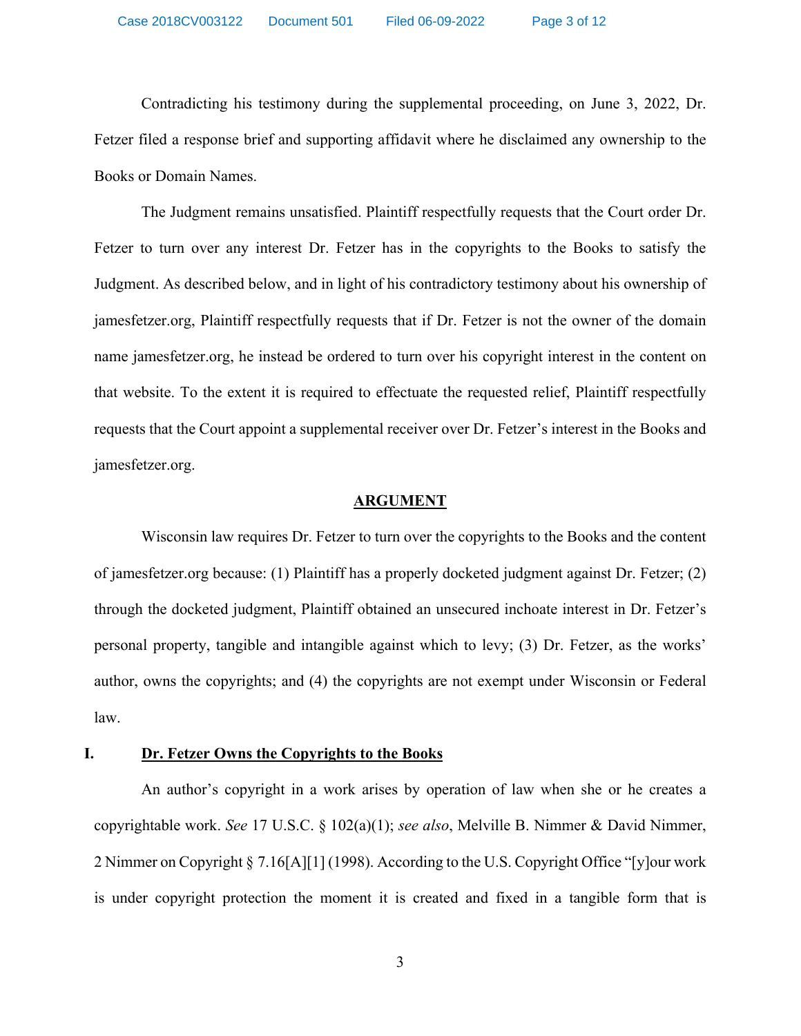Contradicting his testimony during the supplemental proceeding, on June 3, 2022, Dr. Fetzer filed a response brief and supporting affidavit where he disclaimed any ownership to the Books or Domain Names.

The Judgment remains unsatisfied. Plaintiff respectfully requests that the Court order Dr. Fetzer to turn over any interest Dr. Fetzer has in the copyrights to the Books to satisfy the Judgment. As described below, and in light of his contradictory testimony about his ownership of jamesfetzer.org, Plaintiff respectfully requests that if Dr. Fetzer is not the owner of the domain name jamesfetzer.org, he instead be ordered to turn over his copyright interest in the content on that website. To the extent it is required to effectuate the requested relief, Plaintiff respectfully requests that the Court appoint a supplemental receiver over Dr. Fetzer's interest in the Books and jamesfetzer.org.

## ARGUMENT

Wisconsin law requires Dr. Fetzer to turn over the copyrights to the Books and the content of jamesfetzer.org because: (1) Plaintiff has a properly docketed judgment against Dr. Fetzer; (2) through the docketed judgment, Plaintiff obtained an unsecured inchoate interest in Dr. Fetzer's personal property, tangible and intangible against which to levy; (3) Dr. Fetzer, as the works' author, owns the copyrights; and (4) the copyrights are not exempt under Wisconsin or Federal law.

### I. Dr. Fetzer Owns the Copyrights to the Books

An author's copyright in a work arises by operation of law when she or he creates a copyrightable work. *See* 17 U.S.C. § 102(a)(1); *see also*, Melville B. Nimmer & David Nimmer, 2 Nimmer on Copyright § 7.16[A][1] (1998). According to the U.S. Copyright Office "[y]our work is under copyright protection the moment it is created and fixed in a tangible form that is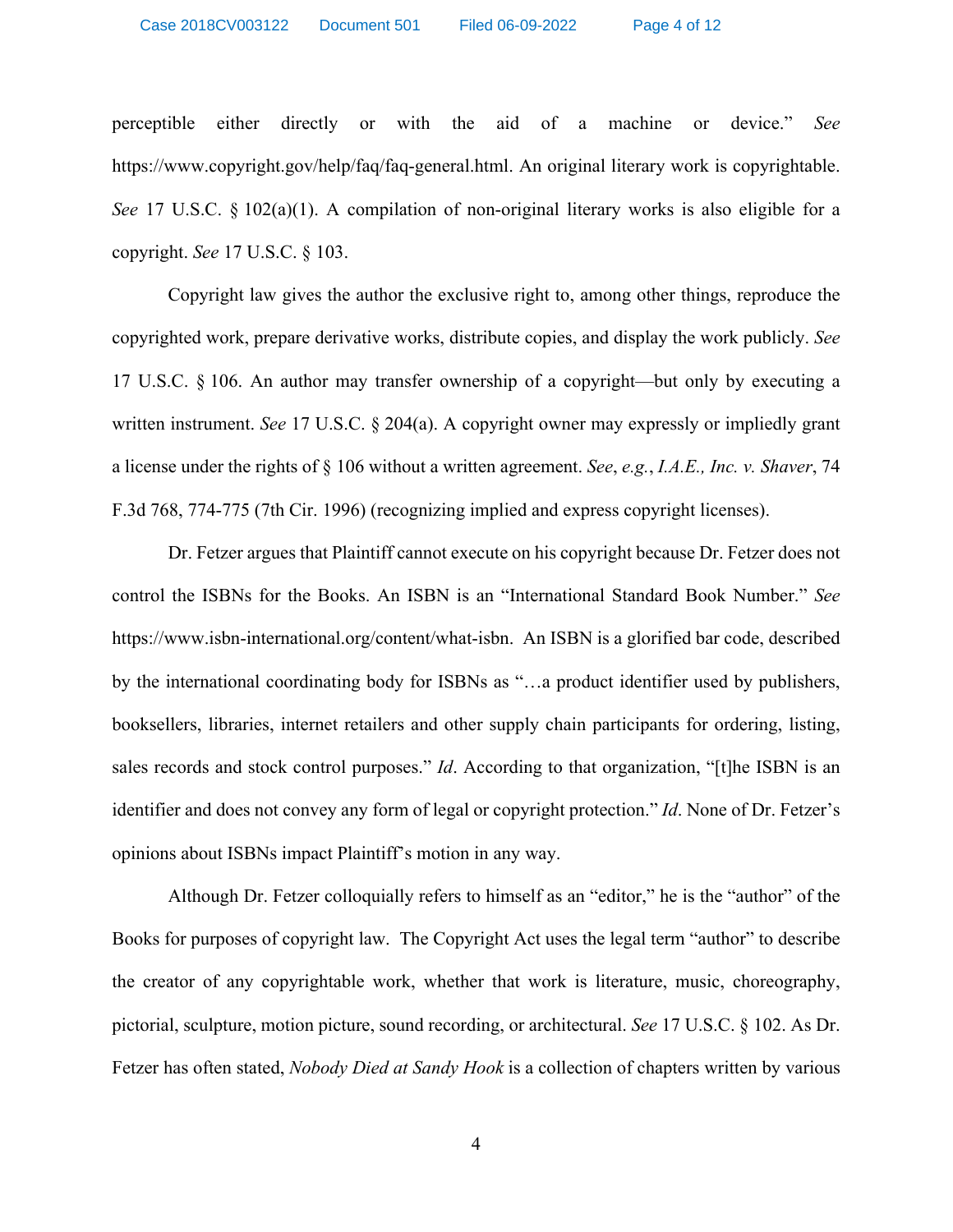perceptible either directly or with the aid of a machine or device." *See* https://www.copyright.gov/help/faq/faq-general.html. An original literary work is copyrightable. *See* 17 U.S.C. § 102(a)(1). A compilation of non-original literary works is also eligible for a copyright. *See* 17 U.S.C. § 103.

Copyright law gives the author the exclusive right to, among other things, reproduce the copyrighted work, prepare derivative works, distribute copies, and display the work publicly. *See* 17 U.S.C. § 106. An author may transfer ownership of a copyright—but only by executing a written instrument. *See* 17 U.S.C. § 204(a). A copyright owner may expressly or impliedly grant a license under the rights of § 106 without a written agreement. *See*, *e.g.*, *I.A.E., Inc. v. Shaver*, 74 F.3d 768, 774-775 (7th Cir. 1996) (recognizing implied and express copyright licenses).

Dr. Fetzer argues that Plaintiff cannot execute on his copyright because Dr. Fetzer does not control the ISBNs for the Books. An ISBN is an "International Standard Book Number." *See* https://www.isbn-international.org/content/what-isbn. An ISBN is a glorified bar code, described by the international coordinating body for ISBNs as "…a product identifier used by publishers, booksellers, libraries, internet retailers and other supply chain participants for ordering, listing, sales records and stock control purposes." *Id*. According to that organization, "[t]he ISBN is an identifier and does not convey any form of legal or copyright protection." *Id*. None of Dr. Fetzer's opinions about ISBNs impact Plaintiff's motion in any way.

Although Dr. Fetzer colloquially refers to himself as an "editor," he is the "author" of the Books for purposes of copyright law. The Copyright Act uses the legal term "author" to describe the creator of any copyrightable work, whether that work is literature, music, choreography, pictorial, sculpture, motion picture, sound recording, or architectural. *See* 17 U.S.C. § 102. As Dr. Fetzer has often stated, *Nobody Died at Sandy Hook* is a collection of chapters written by various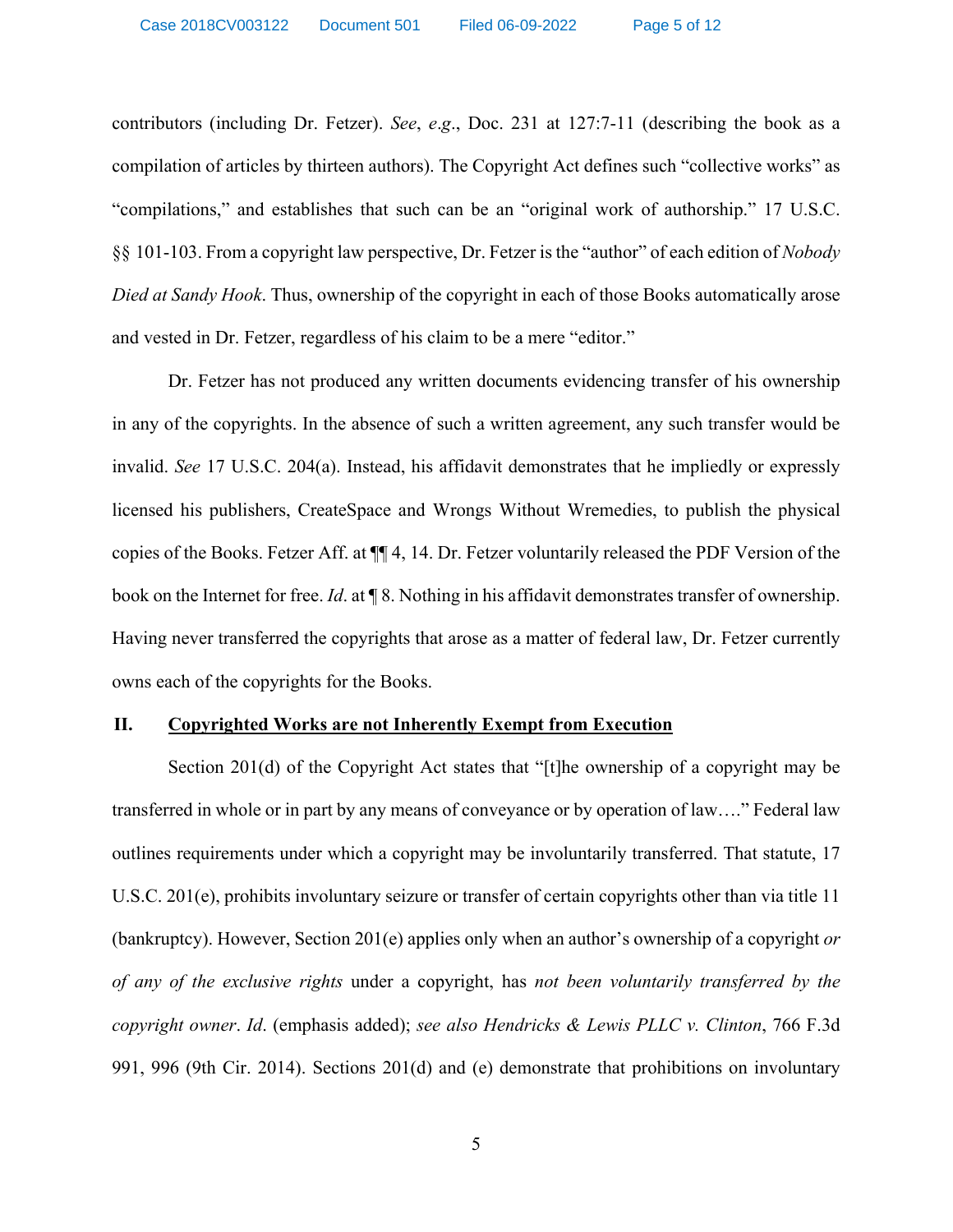contributors (including Dr. Fetzer). *See*, *e.g*., Doc. 231 at 127:7-11 (describing the book as a compilation of articles by thirteen authors). The Copyright Act defines such "collective works" as "compilations," and establishes that such can be an "original work of authorship." 17 U.S.C. §§ 101-103. From a copyright law perspective, Dr. Fetzer is the "author" of each edition of *Nobody Died at Sandy Hook*. Thus, ownership of the copyright in each of those Books automatically arose and vested in Dr. Fetzer, regardless of his claim to be a mere "editor."

Dr. Fetzer has not produced any written documents evidencing transfer of his ownership in any of the copyrights. In the absence of such a written agreement, any such transfer would be invalid. *See* 17 U.S.C. 204(a). Instead, his affidavit demonstrates that he impliedly or expressly licensed his publishers, CreateSpace and Wrongs Without Wremedies, to publish the physical copies of the Books. Fetzer Aff. at ¶¶ 4, 14. Dr. Fetzer voluntarily released the PDF Version of the book on the Internet for free. *Id*. at ¶ 8. Nothing in his affidavit demonstrates transfer of ownership. Having never transferred the copyrights that arose as a matter of federal law, Dr. Fetzer currently owns each of the copyrights for the Books.

## II. <u>Copyrighted Works are not Inherently Exempt from Execution</u>

Section 201(d) of the Copyright Act states that "[t]he ownership of a copyright may be transferred in whole or in part by any means of conveyance or by operation of law…." Federal law outlines requirements under which a copyright may be involuntarily transferred. That statute, 17 U.S.C. 201(e), prohibits involuntary seizure or transfer of certain copyrights other than via title 11 (bankruptcy). However, Section 201(e) applies only when an author's ownership of a copyright *or of any of the exclusive rights* under a copyright, has *not been voluntarily transferred by the copyright owner*. *Id*. (emphasis added); *see also Hendricks & Lewis PLLC v. Clinton*, 766 F.3d 991, 996 (9th Cir. 2014). Sections 201(d) and (e) demonstrate that prohibitions on involuntary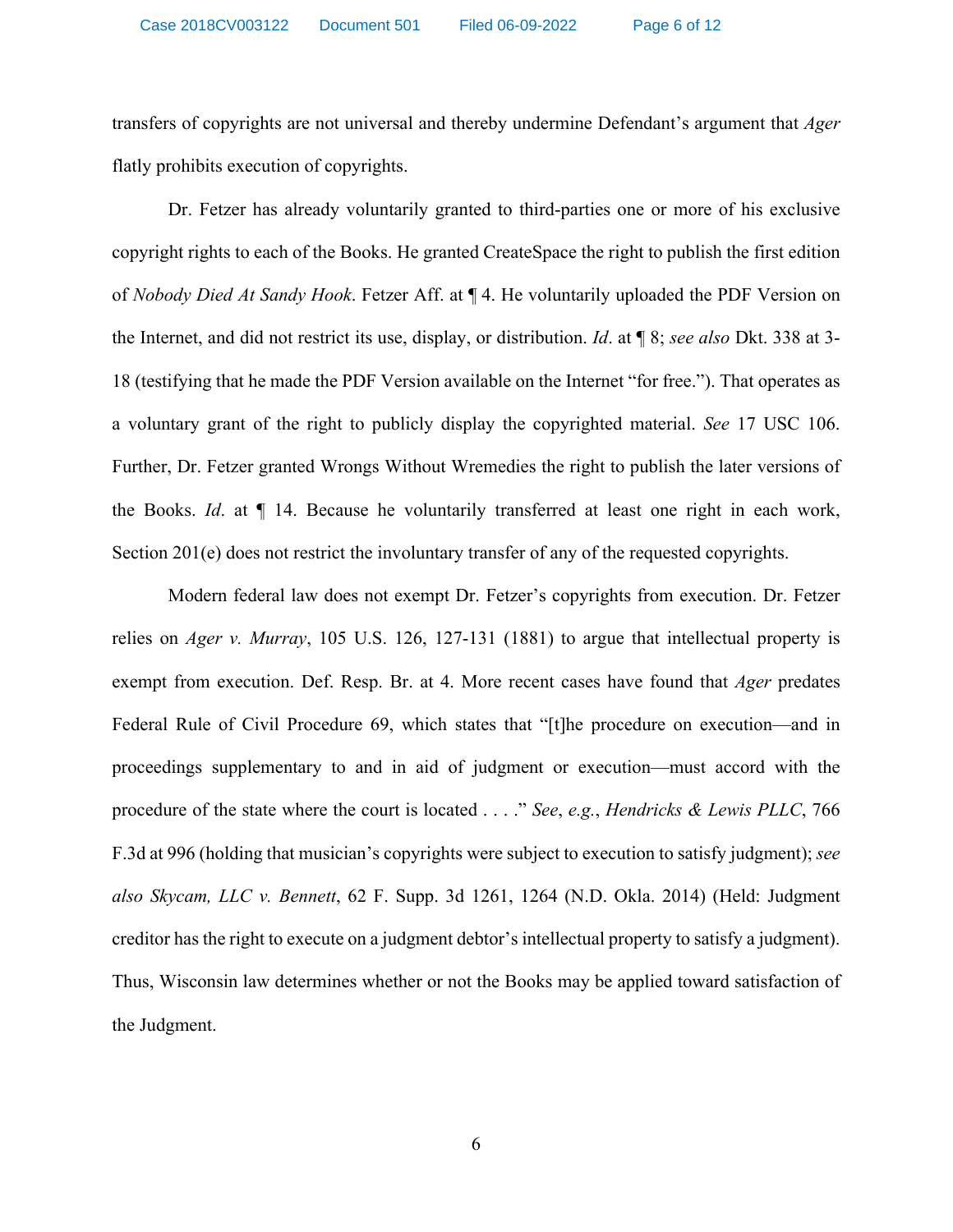transfers of copyrights are not universal and thereby undermine Defendant's argument that *Ager* flatly prohibits execution of copyrights.

Dr. Fetzer has already voluntarily granted to third-parties one or more of his exclusive copyright rights to each of the Books. He granted CreateSpace the right to publish the first edition of *Nobody Died At Sandy Hook*. Fetzer Aff. at ¶ 4. He voluntarily uploaded the PDF Version on the Internet, and did not restrict its use, display, or distribution. *Id*. at ¶ 8; *see also* Dkt. 338 at 3-18 (testifying that he made the PDF Version available on the Internet "for free."). That operates as a voluntary grant of the right to publicly display the copyrighted material. *See* 17 USC 106. Further, Dr. Fetzer granted Wrongs Without Wremedies the right to publish the later versions of the Books. *Id*. at ¶ 14. Because he voluntarily transferred at least one right in each work, Section 201(e) does not restrict the involuntary transfer of any of the requested copyrights.

Modern federal law does not exempt Dr. Fetzer's copyrights from execution. Dr. Fetzer relies on *Ager v. Murray*, 105 U.S. 126, 127-131 (1881) to argue that intellectual property is exempt from execution. Def. Resp. Br. at 4. More recent cases have found that *Ager* predates Federal Rule of Civil Procedure 69, which states that "[t]he procedure on execution—and in proceedings supplementary to and in aid of judgment or execution—must accord with the procedure of the state where the court is located . . . ." *See*, *e.g.*, *Hendricks & Lewis PLLC*, 766 F.3d at 996 (holding that musician's copyrights were subject to execution to satisfy judgment); *see also Skycam, LLC v. Bennett*, 62 F. Supp. 3d 1261, 1264 (N.D. Okla. 2014) (Held: Judgment creditor has the right to execute on a judgment debtor's intellectual property to satisfy a judgment). Thus, Wisconsin law determines whether or not the Books may be applied toward satisfaction of the Judgment.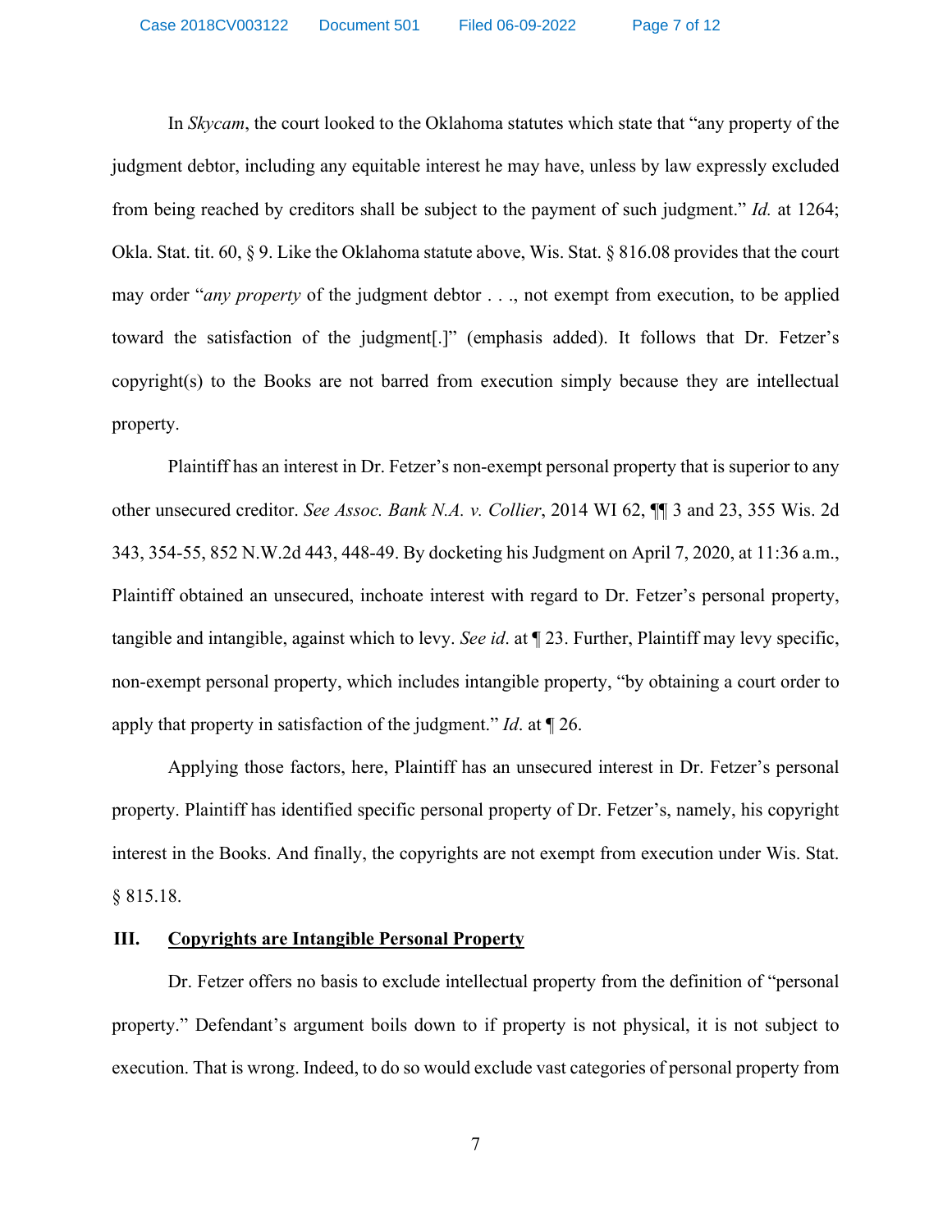In *Skycam*, the court looked to the Oklahoma statutes which state that "any property of the judgment debtor, including any equitable interest he may have, unless by law expressly excluded from being reached by creditors shall be subject to the payment of such judgment." *Id.* at 1264; Okla. Stat. tit. 60, § 9. Like the Oklahoma statute above, Wis. Stat. § 816.08 provides that the court may order "*any property* of the judgment debtor . . ., not exempt from execution, to be applied toward the satisfaction of the judgment[.]" (emphasis added). It follows that Dr. Fetzer's copyright(s) to the Books are not barred from execution simply because they are intellectual property.

Plaintiff has an interest in Dr. Fetzer's non-exempt personal property that is superior to any other unsecured creditor. *See Assoc. Bank N.A. v. Collier*, 2014 WI 62, ¶¶ 3 and 23, 355 Wis. 2d 343, 354-55, 852 N.W.2d 443, 448-49. By docketing his Judgment on April 7, 2020, at 11:36 a.m., Plaintiff obtained an unsecured, inchoate interest with regard to Dr. Fetzer's personal property, tangible and intangible, against which to levy. *See id.* at ¶ 23. Further, Plaintiff may levy specific, non-exempt personal property, which includes intangible property, "by obtaining a court order to apply that property in satisfaction of the judgment." *Id.* at ¶ 26.

Applying those factors, here, Plaintiff has an unsecured interest in Dr. Fetzer's personal property. Plaintiff has identified specific personal property of Dr. Fetzer's, namely, his copyright interest in the Books. And finally, the copyrights are not exempt from execution under Wis. Stat. § 815.18.

## III. Copyrights are Intangible Personal Property

Dr. Fetzer offers no basis to exclude intellectual property from the definition of "personal property." Defendant's argument boils down to if property is not physical, it is not subject to execution. That is wrong. Indeed, to do so would exclude vast categories of personal property from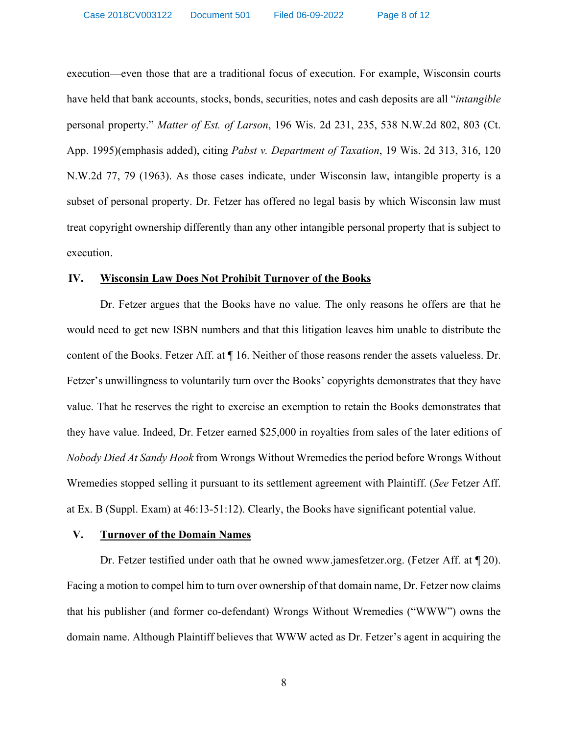execution—even those that are a traditional focus of execution. For example, Wisconsin courts have held that bank accounts, stocks, bonds, securities, notes and cash deposits are all "*intangible* personal property." *Matter of Est. of Larson*, 196 Wis. 2d 231, 235, 538 N.W.2d 802, 803 (Ct. App. 1995)(emphasis added), citing *Pabst v. Department of Taxation*, 19 Wis. 2d 313, 316, 120 N.W.2d 77, 79 (1963). As those cases indicate, under Wisconsin law, intangible property is a subset of personal property. Dr. Fetzer has offered no legal basis by which Wisconsin law must treat copyright ownership differently than any other intangible personal property that is subject to execution.

## IV. <u>Wisconsin Law Does Not Prohibit Turnover of the Books</u>

Dr. Fetzer argues that the Books have no value. The only reasons he offers are that he would need to get new ISBN numbers and that this litigation leaves him unable to distribute the content of the Books. Fetzer Aff. at ¶ 16. Neither of those reasons render the assets valueless. Dr. Fetzer's unwillingness to voluntarily turn over the Books' copyrights demonstrates that they have value. That he reserves the right to exercise an exemption to retain the Books demonstrates that they have value. Indeed, Dr. Fetzer earned $25,000 in royalties from sales of the later editions of *Nobody Died At Sandy Hook* from Wrongs Without Wremedies the period before Wrongs Without Wremedies stopped selling it pursuant to its settlement agreement with Plaintiff. (*See* Fetzer Aff. at Ex. B (Suppl. Exam) at 46:13-51:12). Clearly, the Books have significant potential value.

## V. <u>Turnover of the Domain Names</u>

Dr. Fetzer testified under oath that he owned www.jamesfetzer.org. (Fetzer Aff. at ¶ 20). Facing a motion to compel him to turn over ownership of that domain name, Dr. Fetzer now claims that his publisher (and former co-defendant) Wrongs Without Wremedies ("WWW") owns the domain name. Although Plaintiff believes that WWW acted as Dr. Fetzer's agent in acquiring the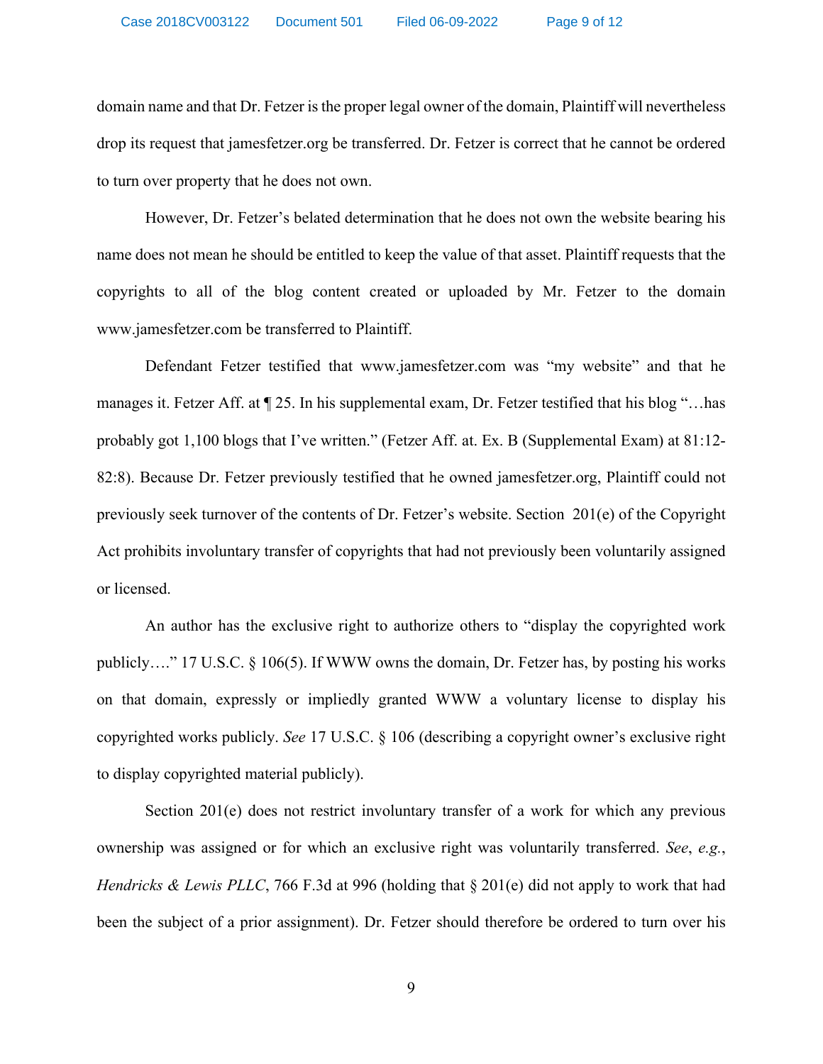domain name and that Dr. Fetzer is the proper legal owner of the domain, Plaintiff will nevertheless drop its request that jamesfetzer.org be transferred. Dr. Fetzer is correct that he cannot be ordered to turn over property that he does not own.

However, Dr. Fetzer's belated determination that he does not own the website bearing his name does not mean he should be entitled to keep the value of that asset. Plaintiff requests that the copyrights to all of the blog content created or uploaded by Mr. Fetzer to the domain www.jamesfetzer.com be transferred to Plaintiff.

Defendant Fetzer testified that www.jamesfetzer.com was "my website" and that he manages it. Fetzer Aff. at ¶ 25. In his supplemental exam, Dr. Fetzer testified that his blog "…has probably got 1,100 blogs that I've written." (Fetzer Aff. at. Ex. B (Supplemental Exam) at 81:12-82:8). Because Dr. Fetzer previously testified that he owned jamesfetzer.org, Plaintiff could not previously seek turnover of the contents of Dr. Fetzer's website. Section 201(e) of the Copyright Act prohibits involuntary transfer of copyrights that had not previously been voluntarily assigned or licensed.

An author has the exclusive right to authorize others to "display the copyrighted work publicly…." 17 U.S.C. § 106(5). If WWW owns the domain, Dr. Fetzer has, by posting his works on that domain, expressly or impliedly granted WWW a voluntary license to display his copyrighted works publicly. *See* 17 U.S.C. § 106 (describing a copyright owner's exclusive right to display copyrighted material publicly).

Section 201(e) does not restrict involuntary transfer of a work for which any previous ownership was assigned or for which an exclusive right was voluntarily transferred. *See*, *e.g.*, *Hendricks & Lewis PLLC*, 766 F.3d at 996 (holding that § 201(e) did not apply to work that had been the subject of a prior assignment). Dr. Fetzer should therefore be ordered to turn over his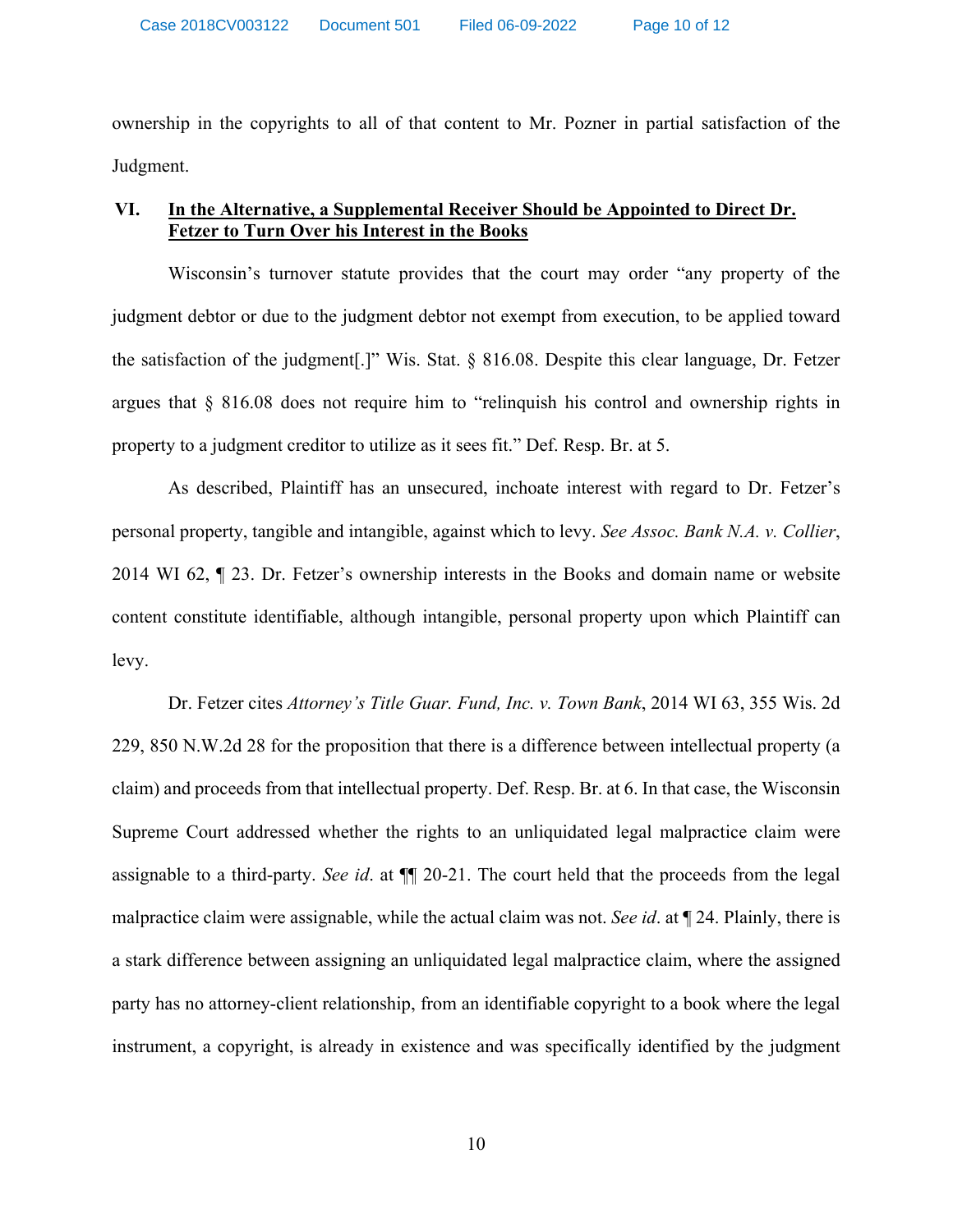ownership in the copyrights to all of that content to Mr. Pozner in partial satisfaction of the Judgment.

## VI. In the Alternative, a Supplemental Receiver Should be Appointed to Direct Dr. Fetzer to Turn Over his Interest in the Books

Wisconsin's turnover statute provides that the court may order "any property of the judgment debtor or due to the judgment debtor not exempt from execution, to be applied toward the satisfaction of the judgment[.]" Wis. Stat. § 816.08. Despite this clear language, Dr. Fetzer argues that § 816.08 does not require him to "relinquish his control and ownership rights in property to a judgment creditor to utilize as it sees fit." Def. Resp. Br. at 5.

As described, Plaintiff has an unsecured, inchoate interest with regard to Dr. Fetzer's personal property, tangible and intangible, against which to levy. *See Assoc. Bank N.A. v. Collier*, 2014 WI 62, ¶ 23. Dr. Fetzer's ownership interests in the Books and domain name or website content constitute identifiable, although intangible, personal property upon which Plaintiff can levy.

Dr. Fetzer cites *Attorney's Title Guar. Fund, Inc. v. Town Bank*, 2014 WI 63, 355 Wis. 2d 229, 850 N.W.2d 28 for the proposition that there is a difference between intellectual property (a claim) and proceeds from that intellectual property. Def. Resp. Br. at 6. In that case, the Wisconsin Supreme Court addressed whether the rights to an unliquidated legal malpractice claim were assignable to a third-party. *See id*. at ¶¶ 20-21. The court held that the proceeds from the legal malpractice claim were assignable, while the actual claim was not. *See id*. at ¶ 24. Plainly, there is a stark difference between assigning an unliquidated legal malpractice claim, where the assigned party has no attorney-client relationship, from an identifiable copyright to a book where the legal instrument, a copyright, is already in existence and was specifically identified by the judgment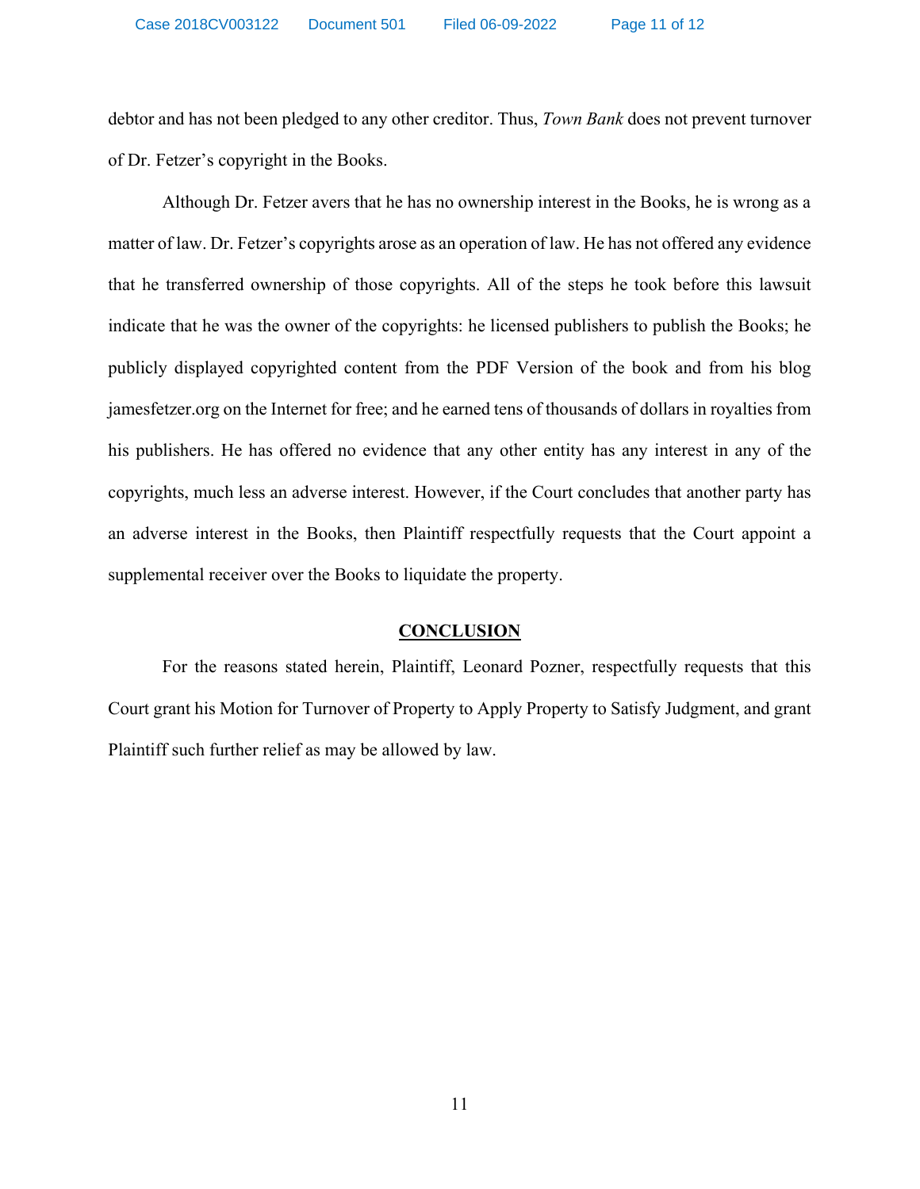debtor and has not been pledged to any other creditor. Thus, *Town Bank* does not prevent turnover of Dr. Fetzer's copyright in the Books.

Although Dr. Fetzer avers that he has no ownership interest in the Books, he is wrong as a matter of law. Dr. Fetzer's copyrights arose as an operation of law. He has not offered any evidence that he transferred ownership of those copyrights. All of the steps he took before this lawsuit indicate that he was the owner of the copyrights: he licensed publishers to publish the Books; he publicly displayed copyrighted content from the PDF Version of the book and from his blog jamesfetzer.org on the Internet for free; and he earned tens of thousands of dollars in royalties from his publishers. He has offered no evidence that any other entity has any interest in any of the copyrights, much less an adverse interest. However, if the Court concludes that another party has an adverse interest in the Books, then Plaintiff respectfully requests that the Court appoint a supplemental receiver over the Books to liquidate the property.

## CONCLUSION

For the reasons stated herein, Plaintiff, Leonard Pozner, respectfully requests that this Court grant his Motion for Turnover of Property to Apply Property to Satisfy Judgment, and grant Plaintiff such further relief as may be allowed by law.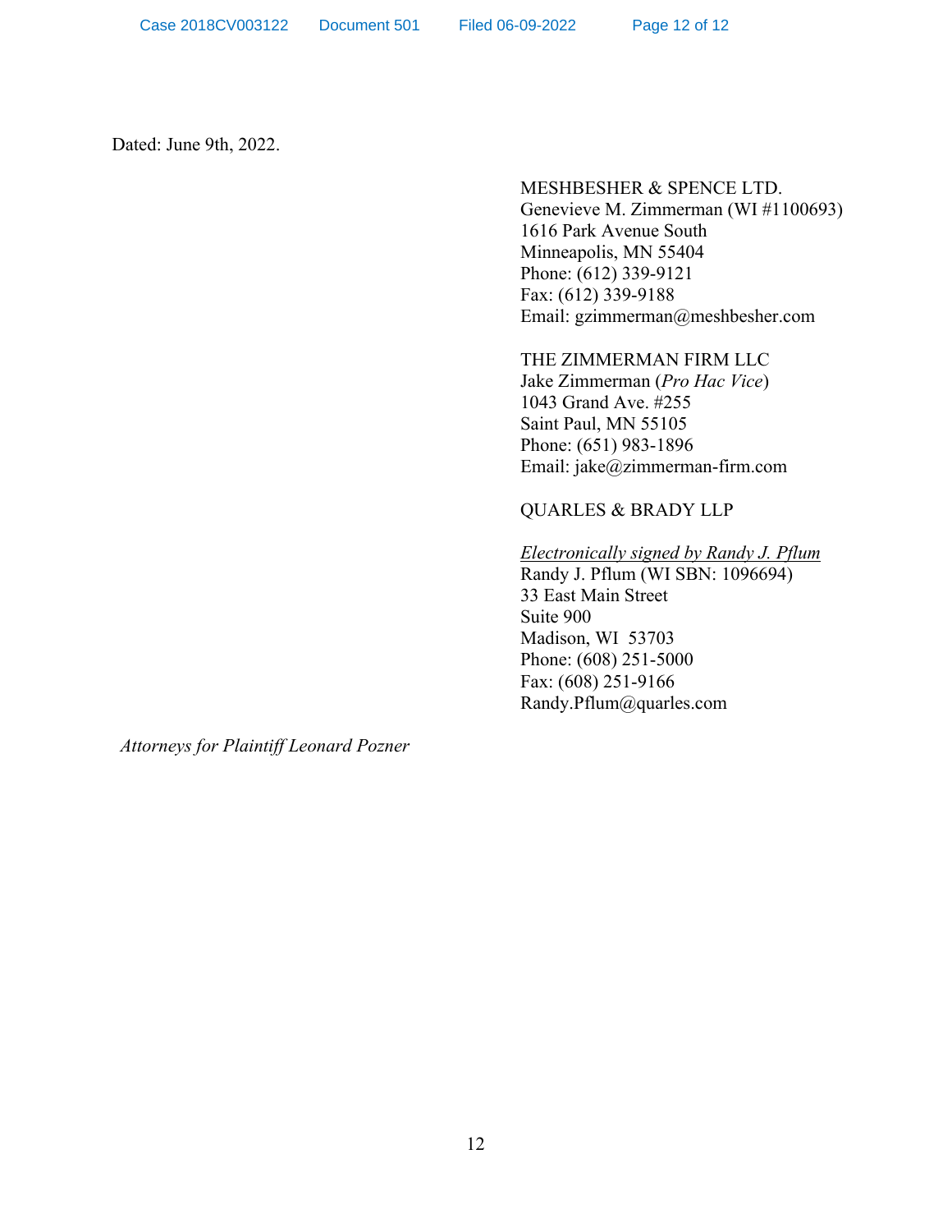Dated: June 9th, 2022.

MESHBESHER & SPENCE LTD.
Genevieve M. Zimmerman (WI #1100693)
1616 Park Avenue South
Minneapolis, MN 55404
Phone: (612) 339-9121
Fax: (612) 339-9188
Email: gzimmerman@meshbesher.com

THE ZIMMERMAN FIRM LLC
Jake Zimmerman (*Pro Hac Vice*)
1043 Grand Ave. #255
Saint Paul, MN 55105
Phone: (651) 983-1896
Email: jake@zimmerman-firm.com

QUARLES & BRADY LLP

*Electronically signed by Randy J. Pflum*
Randy J. Pflum (WI SBN: 1096694)
33 East Main Street
Suite 900
Madison, WI 53703
Phone: (608) 251-5000
Fax: (608) 251-9166
Randy.Pflum@quarles.com

*Attorneys for Plaintiff Leonard Pozner*